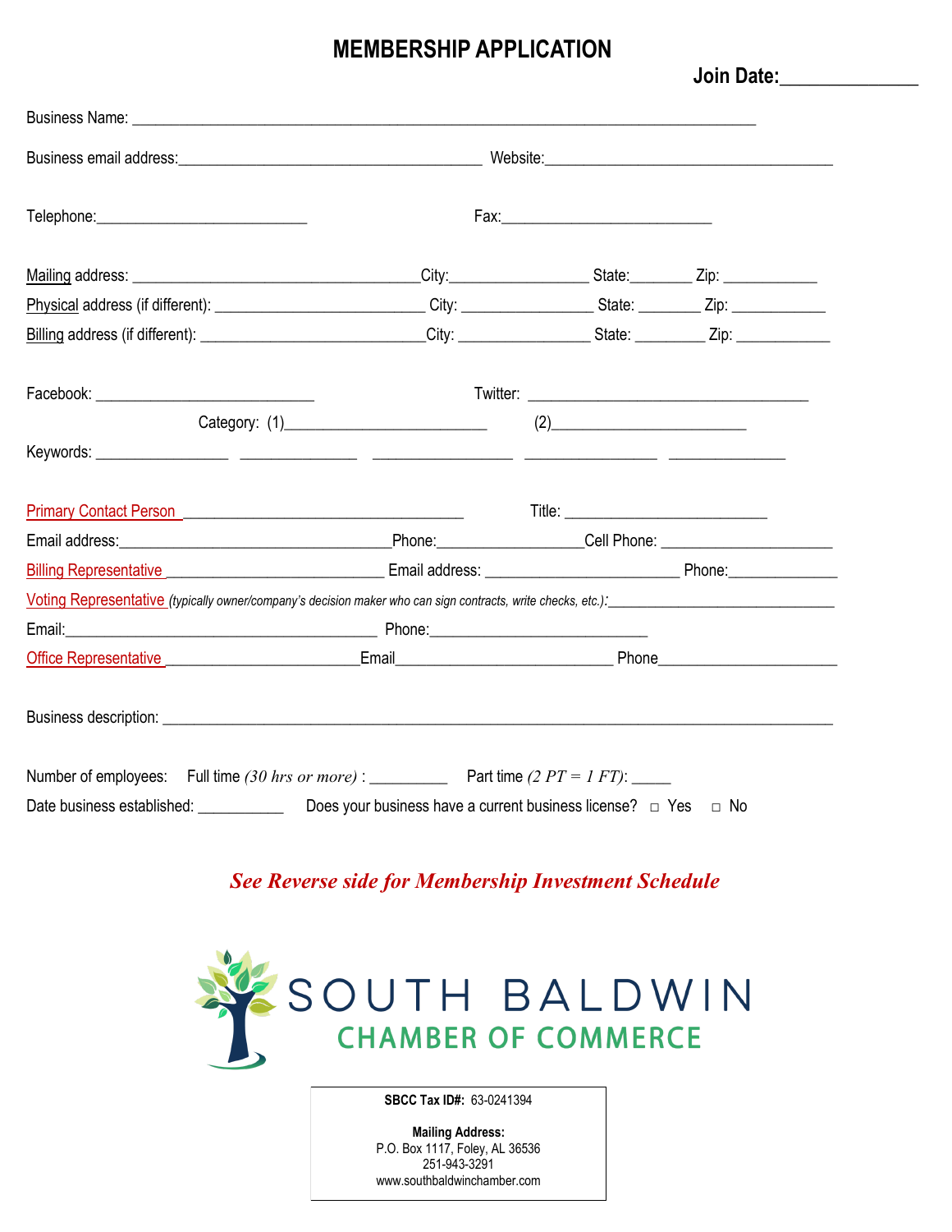# MEMBERSHIP APPLICATION

**Join Date:**______________

Business Name: ______________________________________________________________________________

Business email address:_____________________________________ Website:___________________________________

Telephone:__________________________ Fax:__________________________

Mailing address: ___________________________________City:_________________ State:________ Zip: ____________

Physical address (if different): __________________________ City: ________________ State: ________ Zip: ____________

Billing address (if different): ___________________________City: ________________ State: _________ Zip: ____________

Facebook: ___________________________ Twitter: ___________________________________

Category: (1)_________________________ (2)________________________

Keywords: ________________ _______________ __________________ ________________ _______________

Primary Contact Person ___________________________________ Title: _________________________

Email address:__________________________________Phone:_________________Cell Phone: _____________________

Billing Representative ___________________________ Email address: ________________________ Phone:______________

Voting Representative *(typically owner/company's decision maker who can sign contracts, write checks, etc.)*:______________________________

Email:________________________________________ Phone:___________________________

Office Representative ________________________Email___________________________ Phone_____________________

Business description: ___________________________________________________________________________________

Number of employees: Full time *(30 hrs or more)* : __________ Part time *(2 PT = 1 FT)*: _____

Date business established: ___________ Does your business have a current business license? □ Yes □ No

***See Reverse side for Membership Investment Schedule***

SOUTH BALDWIN
CHAMBER OF COMMERCE

**SBCC Tax ID#:** 63-0241394

**Mailing Address:**
P.O. Box 1117, Foley, AL 36536
251-943-3291
www.southbaldwinchamber.com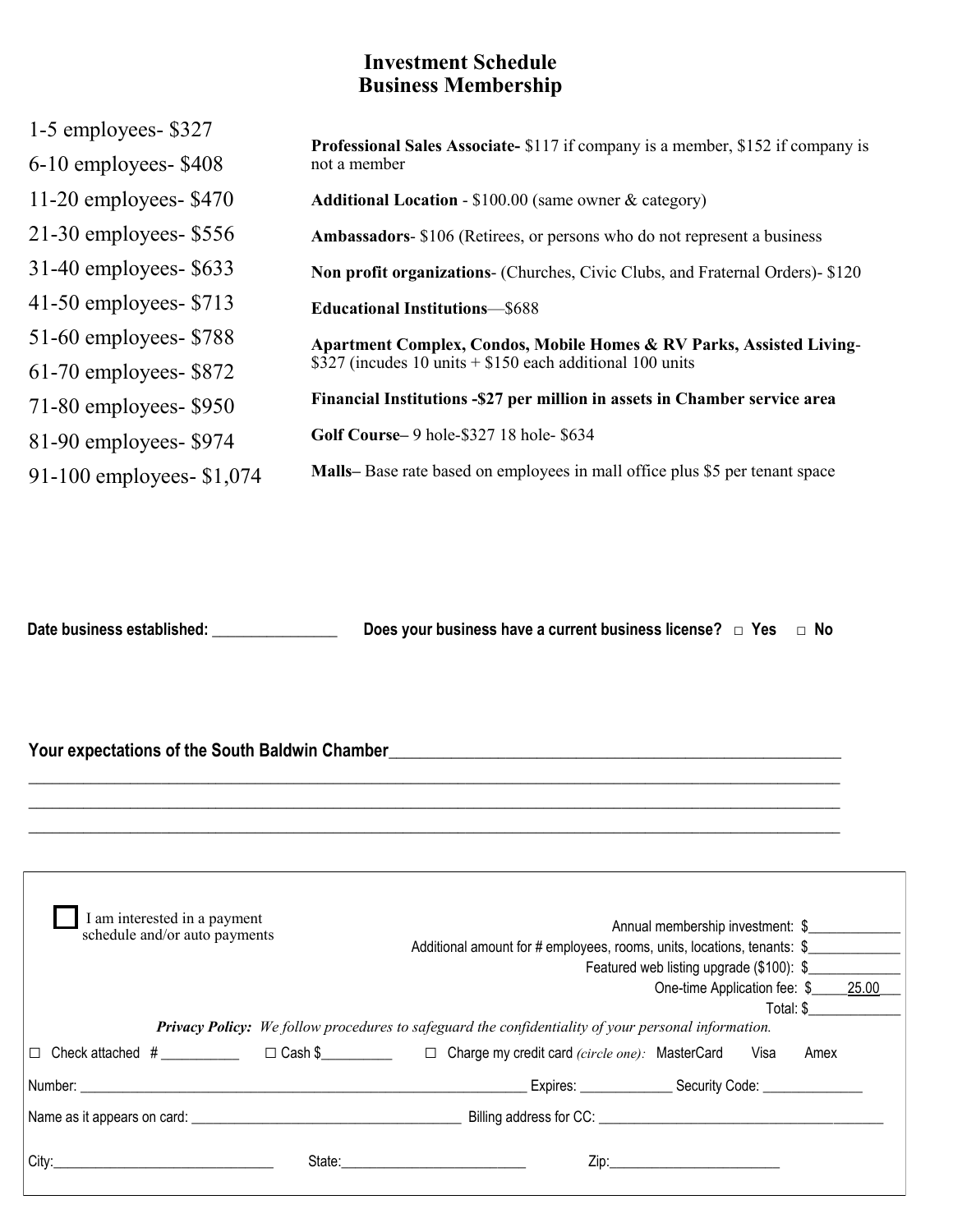# Investment Schedule
# Business Membership

1-5 employees- $327

6-10 employees- $408

11-20 employees- $470

21-30 employees- $556

31-40 employees- $633

41-50 employees- $713

51-60 employees- $788

61-70 employees- $872

71-80 employees- $950

81-90 employees- $974

91-100 employees- $1,074

**Professional Sales Associate-** $117 if company is a member, $152 if company is not a member

**Additional Location** - $100.00 (same owner & category)

**Ambassadors**- $106 (Retirees, or persons who do not represent a business

**Non profit organizations**- (Churches, Civic Clubs, and Fraternal Orders)- $120

**Educational Institutions**—$688

**Apartment Complex, Condos, Mobile Homes & RV Parks, Assisted Living**- $327 (incudes 10 units + $150 each additional 100 units

**Financial Institutions -$27 per million in assets in Chamber service area**

**Golf Course–** 9 hole-$327 18 hole- $634

**Malls–** Base rate based on employees in mall office plus $5 per tenant space

**Date business established:** ________________ **Does your business have a current business license?** □ **Yes** □ **No**

**Your expectations of the South Baldwin Chamber**____________________________________________________________

________________________________________________________________________________________________

________________________________________________________________________________________________

________________________________________________________________________________________________

☐ I am interested in a payment schedule and/or auto payments

Annual membership investment: $_____________

Additional amount for # employees, rooms, units, locations, tenants: $_____________

Featured web listing upgrade ($100): $_____________

One-time Application fee: $ 25.00

Total: $_____________

***Privacy Policy:*** *We follow procedures to safeguard the confidentiality of your personal information.*

☐ Check attached # ___________ ☐ Cash $__________ ☐ Charge my credit card *(circle one):* MasterCard Visa Amex

Number: ______________________________________________ Expires: _____________ Security Code: ______________

Name as it appears on card: ______________________________ Billing address for CC: ______________________________

City:_______________________________ State:__________________________ Zip:________________________